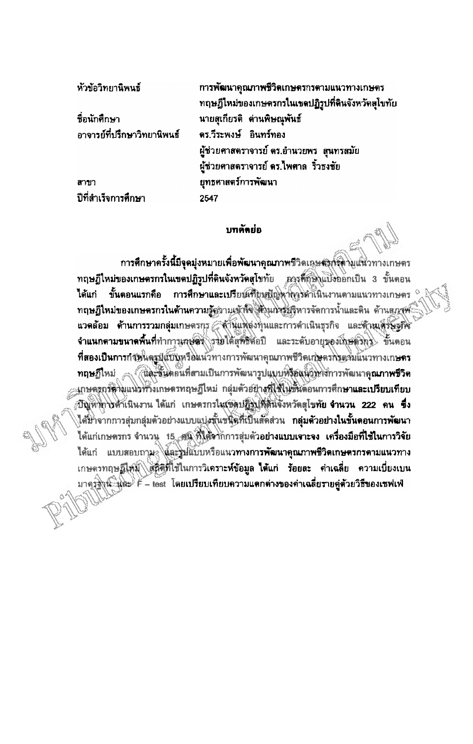| | |
|---|---|
| หัวข้อวิทยานิพนธ์ | การพัฒนาคุณภาพชีวิตเกษตรกรตามแนวทางเกษตรทฤษฎีใหม่ของเกษตรกรในเขตปฏิรูปที่ดินจังหวัดสุโขทัย |
| ชื่อนักศึกษา | นายสุเกียรติ ด่านพิษณุพันธ์ |
| อาจารย์ที่ปรึกษาวิทยานิพนธ์ | ดร.วีระพงษ์ อินทร์ทอง |
| | ผู้ช่วยศาสตราจารย์ ดร.อำนวยพร สุนทรสมัย |
| | ผู้ช่วยศาสตราจารย์ ดร.ไพศาล ริ้วธงชัย |
| สาขา | ยุทธศาสตร์การพัฒนา |
| ปีที่สำเร็จการศึกษา | 2547 |

## บทคัดย่อ

การศึกษาครั้งนี้มีจุดมุ่งหมายเพื่อพัฒนาคุณภาพชีวิตเกษตรกรตามแนวทางเกษตรทฤษฎีใหม่ของเกษตรกรในเขตปฏิรูปที่ดินจังหวัดสุโขทัย การศึกษาแบ่งออกเป็น 3 ขั้นตอน ได้แก่ ขั้นตอนแรกคือ การศึกษาและเปรียบเทียบปัญหาการดำเนินงานตามแนวทางเกษตรทฤษฎีใหม่ของเกษตรกรในด้านความรู้ความเข้าใจ ด้านการบริหารจัดการน้ำและดิน ด้านสภาพแวดล้อม ด้านการรวมกลุ่มเกษตรกร ด้านแหล่งทุนและการดำเนินธุรกิจ และด้านเศรษฐกิจ จำแนกตามขนาดพื้นที่ทำการเกษตร รายได้สุทธิต่อปี และระดับอายุของเกษตรกร ขั้นตอนที่สองเป็นการกำหนดรูปแบบหรือแนวทางการพัฒนาคุณภาพชีวิตเกษตรกรตามแนวทางเกษตรทฤษฎีใหม่ และขั้นตอนที่สามเป็นการพัฒนารูปแบบหรือแนวทางการพัฒนาคุณภาพชีวิตเกษตรกรตามแนวทางเกษตรทฤษฎีใหม่ กลุ่มตัวอย่างที่ใช้ในขั้นตอนการศึกษาและเปรียบเทียบปัญหาการดำเนินงาน ได้แก่ เกษตรกรในเขตปฏิรูปที่ดินจังหวัดสุโขทัย จำนวน 222 คน ซึ่งได้มาจากการสุ่มกลุ่มตัวอย่างแบบแบ่งชั้นชนิดที่เป็นสัดส่วน กลุ่มตัวอย่างในขั้นตอนการพัฒนา ได้แก่เกษตรกร จำนวน 15 คน ที่ได้จากการสุ่มตัวอย่างแบบเจาะจง เครื่องมือที่ใช้ในการวิจัย ได้แก่ แบบสอบถาม และรูปแบบหรือแนวทางการพัฒนาคุณภาพชีวิตเกษตรกรตามแนวทางเกษตรทฤษฎีใหม่ สถิติที่ใช้ในการวิเคราะห์ข้อมูล ได้แก่ ร้อยละ ค่าเฉลี่ย ความเบี่ยงเบนมาตรฐาน และ F – test โดยเปรียบเทียบความแตกต่างของค่าเฉลี่ยรายคู่ด้วยวิธีของเชฟเฟ่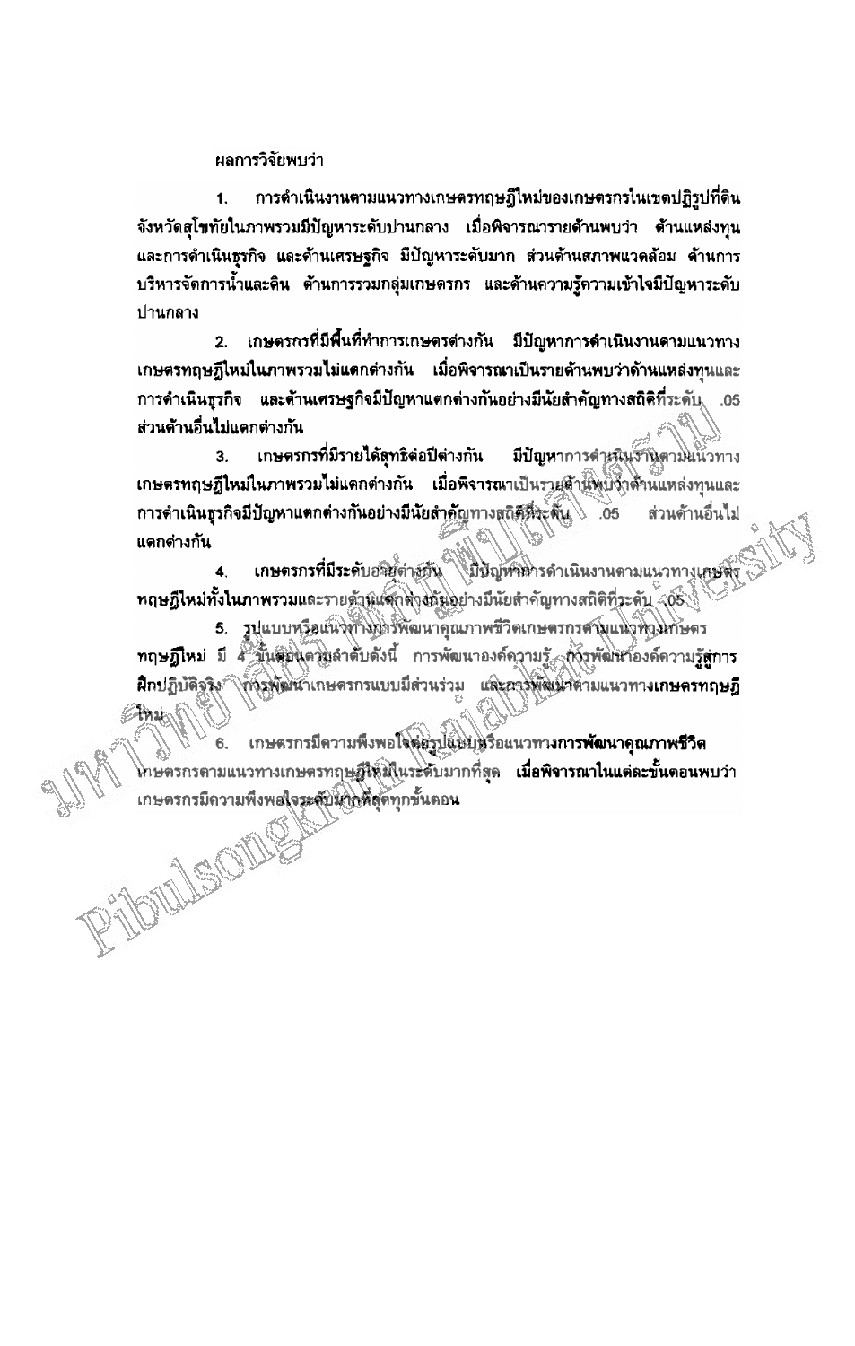ผลการวิจัยพบว่า

1. การดำเนินงานตามแนวทางเกษตรทฤษฎีใหม่ของเกษตรกรในเขตปฏิรูปที่ดินจังหวัดสุโขทัยในภาพรวมมีปัญหาระดับปานกลาง เมื่อพิจารณารายด้านพบว่า ด้านแหล่งทุนและการดำเนินธุรกิจ และด้านเศรษฐกิจ มีปัญหาระดับมาก ส่วนด้านสภาพแวดล้อม ด้านการบริหารจัดการน้ำและดิน ด้านการรวมกลุ่มเกษตรกร และด้านความรู้ความเข้าใจมีปัญหาระดับปานกลาง

2. เกษตรกรที่มีพื้นที่ทำการเกษตรต่างกัน มีปัญหาการดำเนินงานตามแนวทางเกษตรทฤษฎีใหม่ในภาพรวมไม่แตกต่างกัน เมื่อพิจารณาเป็นรายด้านพบว่าด้านแหล่งทุนและการดำเนินธุรกิจ และด้านเศรษฐกิจมีปัญหาแตกต่างกันอย่างมีนัยสำคัญทางสถิติที่ระดับ .05 ส่วนด้านอื่นไม่แตกต่างกัน

3. เกษตรกรที่มีรายได้สุทธิต่อปีต่างกัน มีปัญหาการดำเนินงานตามแนวทางเกษตรทฤษฎีใหม่ในภาพรวมไม่แตกต่างกัน เมื่อพิจารณาเป็นรายด้านพบว่าด้านแหล่งทุนและการดำเนินธุรกิจมีปัญหาแตกต่างกันอย่างมีนัยสำคัญทางสถิติที่ระดับ .05 ส่วนด้านอื่นไม่แตกต่างกัน

4. เกษตรกรที่มีระดับอายุต่างกัน มีปัญหาการดำเนินงานตามแนวทางเกษตรทฤษฎีใหม่ทั้งในภาพรวมและรายด้านแตกต่างกันอย่างมีนัยสำคัญทางสถิติที่ระดับ .05

5. รูปแบบหรือแนวทางการพัฒนาคุณภาพชีวิตเกษตรกรตามแนวทางเกษตรทฤษฎีใหม่ มี 4 ขั้นตอนตามลำดับดังนี้ การพัฒนาองค์ความรู้ การพัฒนาองค์ความรู้สู่การฝึกปฏิบัติจริง การพัฒนาเกษตรกรแบบมีส่วนร่วม และการพัฒนาตามแนวทางเกษตรทฤษฎีใหม่

6. เกษตรกรมีความพึงพอใจต่อรูปแบบหรือแนวทางการพัฒนาคุณภาพชีวิตเกษตรกรตามแนวทางเกษตรทฤษฎีใหม่ในระดับมากที่สุด เมื่อพิจารณาในแต่ละขั้นตอนพบว่าเกษตรกรมีความพึงพอใจระดับมากที่สุดทุกขั้นตอน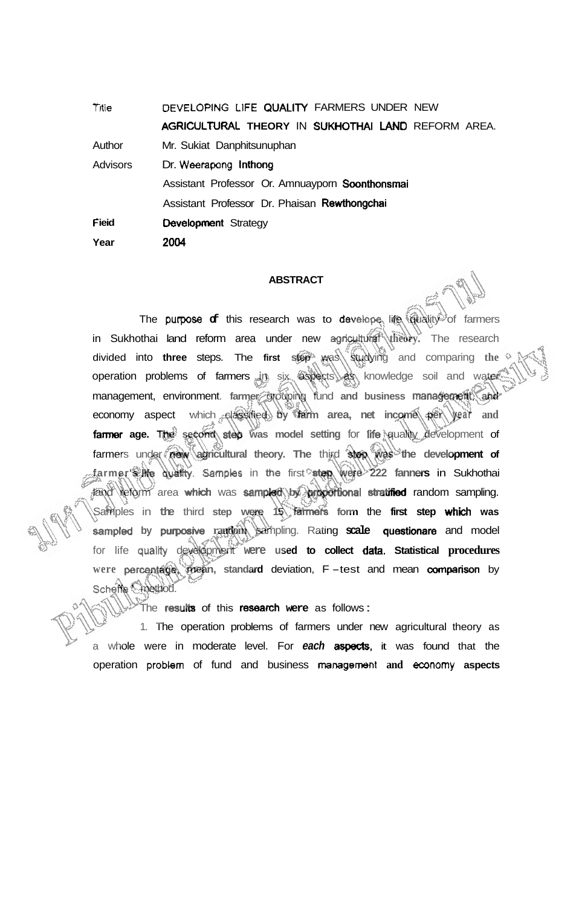| | |
|---|---|
| Title | DEVELOPING LIFE QUALITY FARMERS UNDER NEW AGRICULTURAL THEORY IN SUKHOTHAI LAND REFORM AREA. |
| Author | Mr. Sukiat Danphitsunuphan |
| Advisors | Dr. Weerapong Inthong |
| | Assistant Professor Or. Amnuayporn Soonthonsmai |
| | Assistant Professor Dr. Phaisan Rewthongchai |
| Fieid | Development Strategy |
| Year | 2004 |

## ABSTRACT

The purpose of this research was to develope life quality of farmers in Sukhothai land reform area under new agricultural theory. The research divided into three steps. The first step was studying and comparing the operation problems of farmers in six aspects as knowledge soil and water management, environment. farmer grouping fund and business management and economy aspect which classified by farm area, net income per year and farmer age. The second step was model setting for life quality development of farmers under new agricultural theory. The third step was the development of farmer's life quality. Samples in the first step were 222 fanners in Sukhothai land reform area which was sampled by proportional stratified random sampling. Samples in the third step were 15 farmers form the first step which was sampled by purposive random sampling. Rating scale questionare and model for life quality development were used to collect data. Statistical procedures were percentage, mean, standard deviation, F – test and mean comparison by Scheffe's method.

The results of this research were as follows :

1. The operation problems of farmers under new agricultural theory as a whole were in moderate level. For *each* aspects, it was found that the operation problem of fund and business management and economy aspects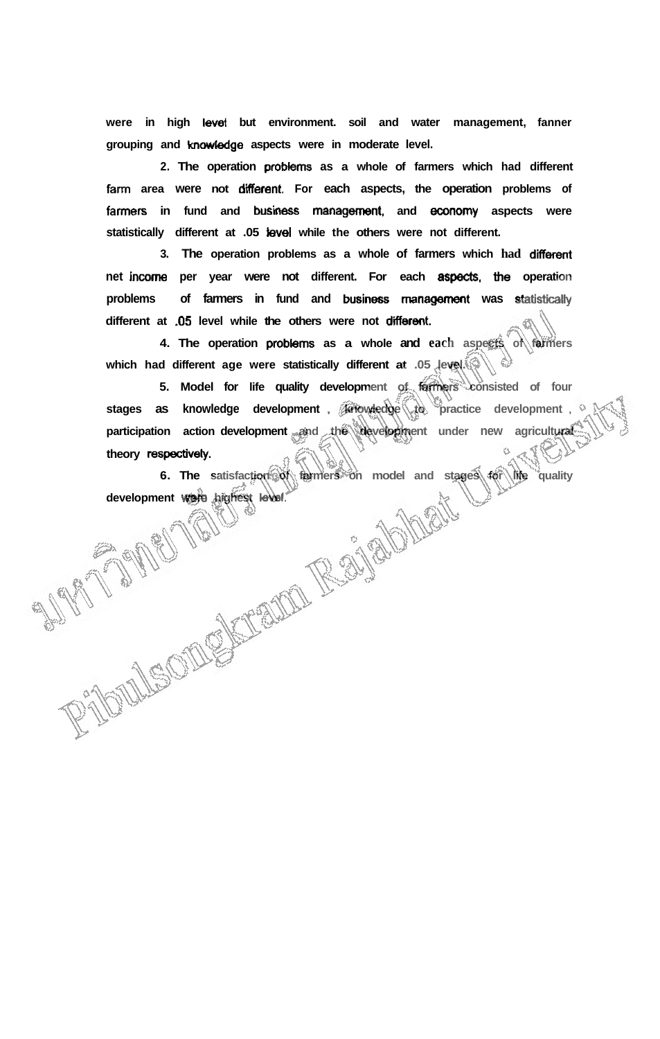were in high level but environment. soil and water management, fanner grouping and knowledge aspects were in moderate level.

2. The operation problems as a whole of farmers which had different farm area were not different. For each aspects, the operation problems of farmers in fund and business management, and economy aspects were statistically different at .05 level while the others were not different.

3. The operation problems as a whole of farmers which had different net income per year were not different. For each aspects, the operation problems of farmers in fund and business management was statistically different at .05 level while the others were not different.

4. The operation problems as a whole and each aspects of farmers which had different age were statistically different at .05 level.

5. Model for life quality development of farmers consisted of four stages as knowledge development , knowledge to practice development , participation action development and the development under new agricultural theory respectively.

6. The satisfaction of farmers on model and stages for life quality development were highest level.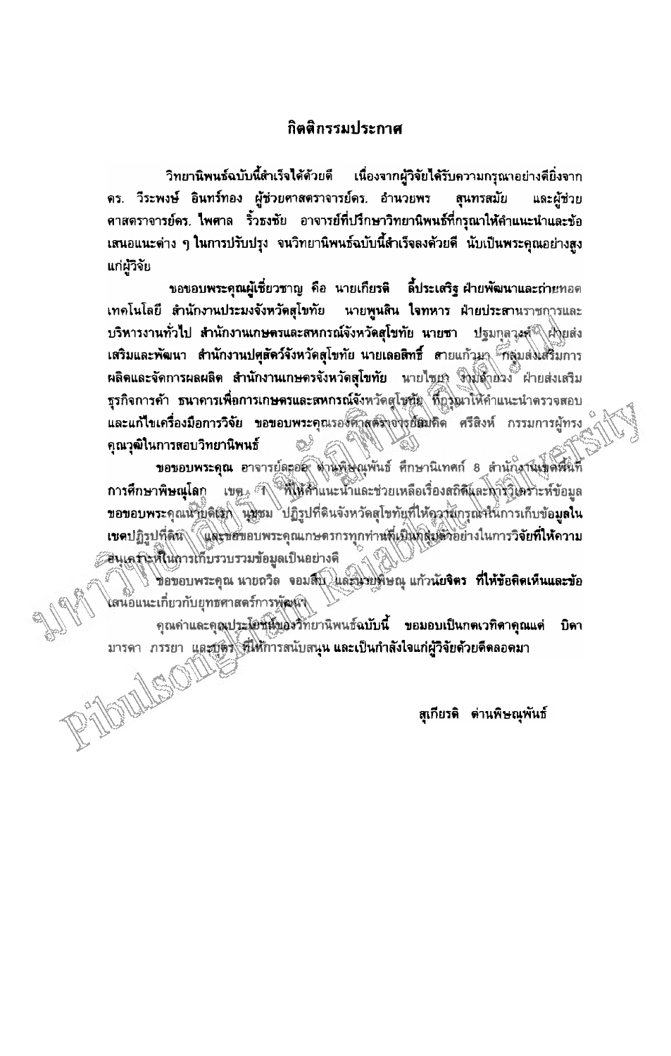# กิตติกรรมประกาศ

วิทยานิพนธ์ฉบับนี้สำเร็จได้ด้วยดี เนื่องจากผู้วิจัยได้รับความกรุณาอย่างดียิ่งจาก ดร. วีระพงษ์ อินทร์ทอง ผู้ช่วยศาสตราจารย์ดร. อำนวยพร สุนทรสมัย และผู้ช่วยศาสตราจารย์ดร. ไพศาล ริ้วธงชัย อาจารย์ที่ปรึกษาวิทยานิพนธ์ที่กรุณาให้คำแนะนำและข้อเสนอแนะต่าง ๆ ในการปรับปรุง จนวิทยานิพนธ์ฉบับนี้สำเร็จลงด้วยดี นับเป็นพระคุณอย่างสูงแก่ผู้วิจัย

ขอขอบพระคุณผู้เชี่ยวชาญ คือ นายเกียรติ ลี้ประเสริฐ ฝ่ายพัฒนาและถ่ายทอดเทคโนโลยี สำนักงานประมงจังหวัดสุโขทัย นายพูนสิน ใจทหาร ฝ่ายประสานราชการและบริหารงานทั่วไป สำนักงานเกษตรและสหกรณ์จังหวัดสุโขทัย นายชา ปฐมกุลวงศ์ ฝ่ายส่งเสริมและพัฒนา สำนักงานปศุสัตว์จังหวัดสุโขทัย นายเลอสิทธิ์ สายแก้วมา กลุ่มส่งเสริมการผลิตและจัดการผลผลิต สำนักงานเกษตรจังหวัดสุโขทัย นายไชยา งามลำยวง ฝ่ายส่งเสริมธุรกิจการค้า ธนาคารเพื่อการเกษตรและสหกรณ์จังหวัดสุโขทัย ที่กรุณาให้คำแนะนำตรวจสอบและแก้ไขเครื่องมือการวิจัย ขอขอบพระคุณรองศาสตราจารย์สมคิด ศรีสิงห์ กรรมการผู้ทรงคุณวุฒิในการสอบวิทยานิพนธ์

ขอขอบพระคุณ อาจารย์ละออ ด่านพิษณุพันธ์ ศึกษานิเทศก์ 8 สำนักงานเขตพื้นที่การศึกษาพิษณุโลก เขต 1 ที่ให้คำแนะนำและช่วยเหลือเรื่องสถิติและการวิเคราะห์ข้อมูล ขอขอบพระคุณนายดิเรก นุชชม ปฏิรูปที่ดินจังหวัดสุโขทัยที่ให้ความกรุณาในการเก็บข้อมูลในเขตปฏิรูปที่ดิน และขอขอบพระคุณเกษตรกรทุกท่านที่เป็นกลุ่มตัวอย่างในการวิจัยที่ให้ความอนุเคราะห์ในการเก็บรวบรวมข้อมูลเป็นอย่างดี

ขอขอบพระคุณ นายถวิล จอมสืบ และนายพิษณุ แก้วนัยจิตร ที่ให้ข้อคิดเห็นและข้อเสนอแนะเกี่ยวกับยุทธศาสตร์การพัฒนา

คุณค่าและคุณประโยชน์ของวิทยานิพนธ์ฉบับนี้ ขอมอบเป็นกตเวทิตาคุณแด่ บิดา มารดา ภรรยา และบุตร ที่ให้การสนับสนุน และเป็นกำลังใจแก่ผู้วิจัยด้วยดีตลอดมา

สุเกียรติ ด่านพิษณุพันธ์